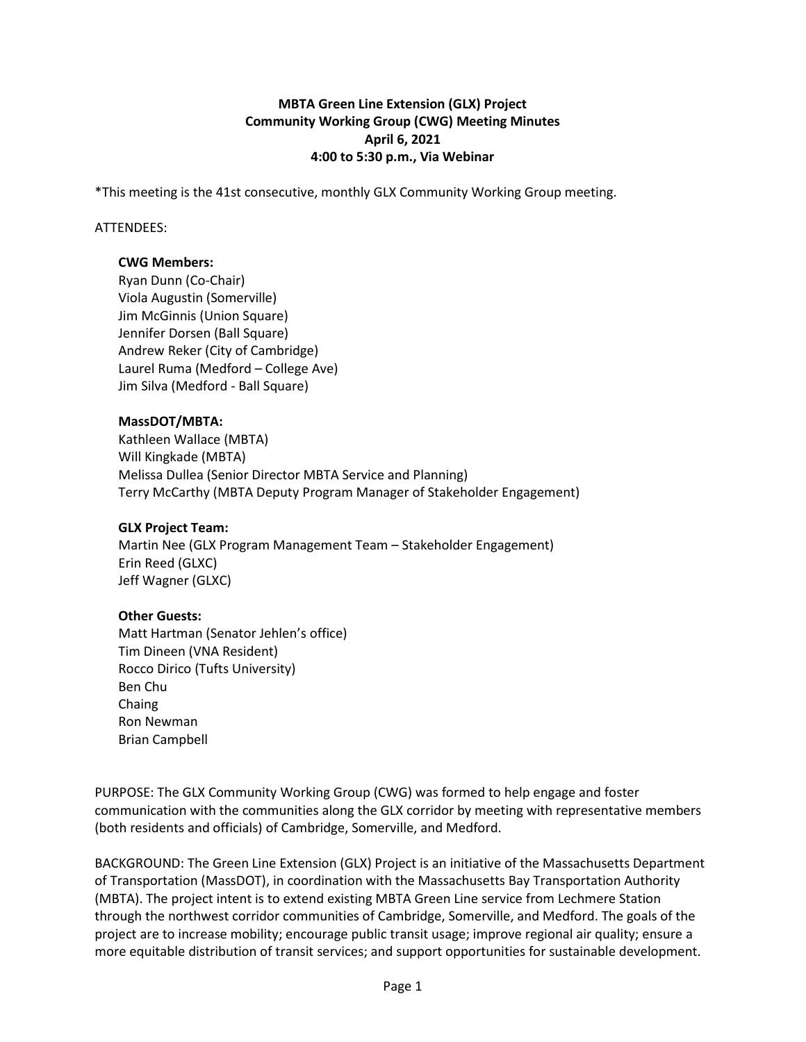# MBTA Green Line Extension (GLX) Project
## Community Working Group (CWG) Meeting Minutes
### April 6, 2021
### 4:00 to 5:30 p.m., Via Webinar

*This meeting is the 41st consecutive, monthly GLX Community Working Group meeting.

ATTENDEES:

**CWG Members:**
Ryan Dunn (Co-Chair)
Viola Augustin (Somerville)
Jim McGinnis (Union Square)
Jennifer Dorsen (Ball Square)
Andrew Reker (City of Cambridge)
Laurel Ruma (Medford – College Ave)
Jim Silva (Medford - Ball Square)

**MassDOT/MBTA:**
Kathleen Wallace (MBTA)
Will Kingkade (MBTA)
Melissa Dullea (Senior Director MBTA Service and Planning)
Terry McCarthy (MBTA Deputy Program Manager of Stakeholder Engagement)

**GLX Project Team:**
Martin Nee (GLX Program Management Team – Stakeholder Engagement)
Erin Reed (GLXC)
Jeff Wagner (GLXC)

**Other Guests:**
Matt Hartman (Senator Jehlen's office)
Tim Dineen (VNA Resident)
Rocco Dirico (Tufts University)
Ben Chu
Chaing
Ron Newman
Brian Campbell

PURPOSE: The GLX Community Working Group (CWG) was formed to help engage and foster communication with the communities along the GLX corridor by meeting with representative members (both residents and officials) of Cambridge, Somerville, and Medford.

BACKGROUND: The Green Line Extension (GLX) Project is an initiative of the Massachusetts Department of Transportation (MassDOT), in coordination with the Massachusetts Bay Transportation Authority (MBTA). The project intent is to extend existing MBTA Green Line service from Lechmere Station through the northwest corridor communities of Cambridge, Somerville, and Medford. The goals of the project are to increase mobility; encourage public transit usage; improve regional air quality; ensure a more equitable distribution of transit services; and support opportunities for sustainable development.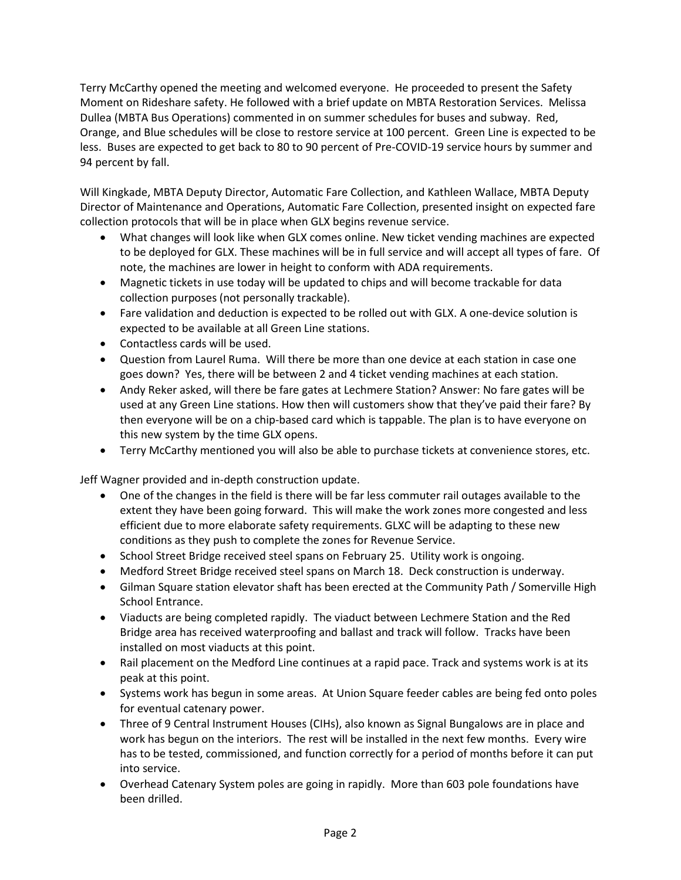Terry McCarthy opened the meeting and welcomed everyone. He proceeded to present the Safety Moment on Rideshare safety. He followed with a brief update on MBTA Restoration Services. Melissa Dullea (MBTA Bus Operations) commented in on summer schedules for buses and subway. Red, Orange, and Blue schedules will be close to restore service at 100 percent. Green Line is expected to be less. Buses are expected to get back to 80 to 90 percent of Pre-COVID-19 service hours by summer and 94 percent by fall.

Will Kingkade, MBTA Deputy Director, Automatic Fare Collection, and Kathleen Wallace, MBTA Deputy Director of Maintenance and Operations, Automatic Fare Collection, presented insight on expected fare collection protocols that will be in place when GLX begins revenue service.

- What changes will look like when GLX comes online. New ticket vending machines are expected to be deployed for GLX. These machines will be in full service and will accept all types of fare. Of note, the machines are lower in height to conform with ADA requirements.
- Magnetic tickets in use today will be updated to chips and will become trackable for data collection purposes (not personally trackable).
- Fare validation and deduction is expected to be rolled out with GLX. A one-device solution is expected to be available at all Green Line stations.
- Contactless cards will be used.
- Question from Laurel Ruma. Will there be more than one device at each station in case one goes down? Yes, there will be between 2 and 4 ticket vending machines at each station.
- Andy Reker asked, will there be fare gates at Lechmere Station? Answer: No fare gates will be used at any Green Line stations. How then will customers show that they've paid their fare? By then everyone will be on a chip-based card which is tappable. The plan is to have everyone on this new system by the time GLX opens.
- Terry McCarthy mentioned you will also be able to purchase tickets at convenience stores, etc.

Jeff Wagner provided and in-depth construction update.

- One of the changes in the field is there will be far less commuter rail outages available to the extent they have been going forward. This will make the work zones more congested and less efficient due to more elaborate safety requirements. GLXC will be adapting to these new conditions as they push to complete the zones for Revenue Service.
- School Street Bridge received steel spans on February 25. Utility work is ongoing.
- Medford Street Bridge received steel spans on March 18. Deck construction is underway.
- Gilman Square station elevator shaft has been erected at the Community Path / Somerville High School Entrance.
- Viaducts are being completed rapidly. The viaduct between Lechmere Station and the Red Bridge area has received waterproofing and ballast and track will follow. Tracks have been installed on most viaducts at this point.
- Rail placement on the Medford Line continues at a rapid pace. Track and systems work is at its peak at this point.
- Systems work has begun in some areas. At Union Square feeder cables are being fed onto poles for eventual catenary power.
- Three of 9 Central Instrument Houses (CIHs), also known as Signal Bungalows are in place and work has begun on the interiors. The rest will be installed in the next few months. Every wire has to be tested, commissioned, and function correctly for a period of months before it can put into service.
- Overhead Catenary System poles are going in rapidly. More than 603 pole foundations have been drilled.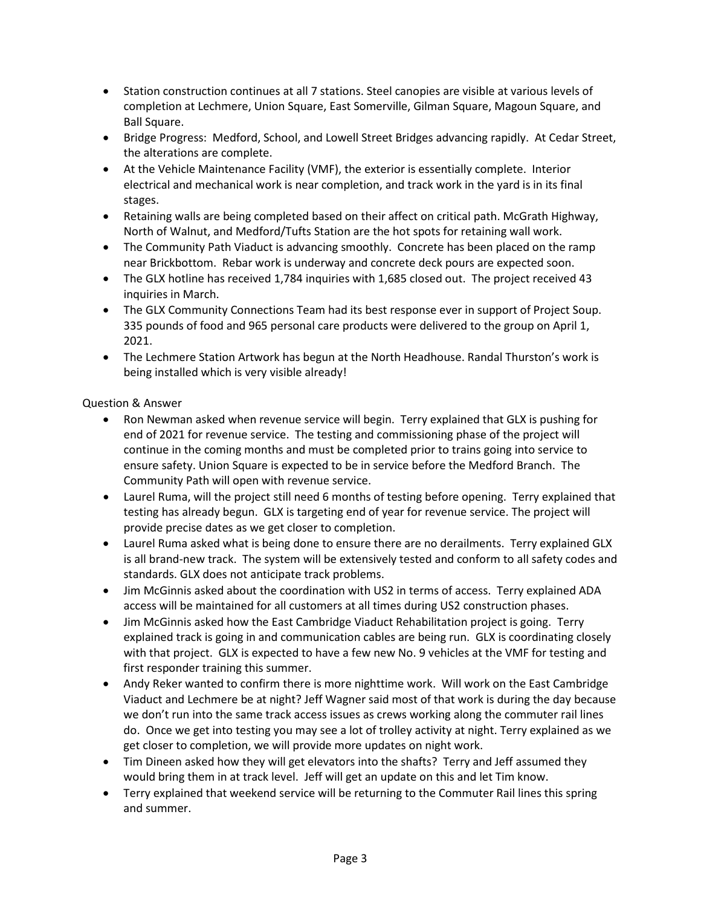- Station construction continues at all 7 stations. Steel canopies are visible at various levels of completion at Lechmere, Union Square, East Somerville, Gilman Square, Magoun Square, and Ball Square.
- Bridge Progress: Medford, School, and Lowell Street Bridges advancing rapidly. At Cedar Street, the alterations are complete.
- At the Vehicle Maintenance Facility (VMF), the exterior is essentially complete. Interior electrical and mechanical work is near completion, and track work in the yard is in its final stages.
- Retaining walls are being completed based on their affect on critical path. McGrath Highway, North of Walnut, and Medford/Tufts Station are the hot spots for retaining wall work.
- The Community Path Viaduct is advancing smoothly. Concrete has been placed on the ramp near Brickbottom. Rebar work is underway and concrete deck pours are expected soon.
- The GLX hotline has received 1,784 inquiries with 1,685 closed out. The project received 43 inquiries in March.
- The GLX Community Connections Team had its best response ever in support of Project Soup. 335 pounds of food and 965 personal care products were delivered to the group on April 1, 2021.
- The Lechmere Station Artwork has begun at the North Headhouse. Randal Thurston's work is being installed which is very visible already!

Question & Answer

- Ron Newman asked when revenue service will begin. Terry explained that GLX is pushing for end of 2021 for revenue service. The testing and commissioning phase of the project will continue in the coming months and must be completed prior to trains going into service to ensure safety. Union Square is expected to be in service before the Medford Branch. The Community Path will open with revenue service.
- Laurel Ruma, will the project still need 6 months of testing before opening. Terry explained that testing has already begun. GLX is targeting end of year for revenue service. The project will provide precise dates as we get closer to completion.
- Laurel Ruma asked what is being done to ensure there are no derailments. Terry explained GLX is all brand-new track. The system will be extensively tested and conform to all safety codes and standards. GLX does not anticipate track problems.
- Jim McGinnis asked about the coordination with US2 in terms of access. Terry explained ADA access will be maintained for all customers at all times during US2 construction phases.
- Jim McGinnis asked how the East Cambridge Viaduct Rehabilitation project is going. Terry explained track is going in and communication cables are being run. GLX is coordinating closely with that project. GLX is expected to have a few new No. 9 vehicles at the VMF for testing and first responder training this summer.
- Andy Reker wanted to confirm there is more nighttime work. Will work on the East Cambridge Viaduct and Lechmere be at night? Jeff Wagner said most of that work is during the day because we don't run into the same track access issues as crews working along the commuter rail lines do. Once we get into testing you may see a lot of trolley activity at night. Terry explained as we get closer to completion, we will provide more updates on night work.
- Tim Dineen asked how they will get elevators into the shafts? Terry and Jeff assumed they would bring them in at track level. Jeff will get an update on this and let Tim know.
- Terry explained that weekend service will be returning to the Commuter Rail lines this spring and summer.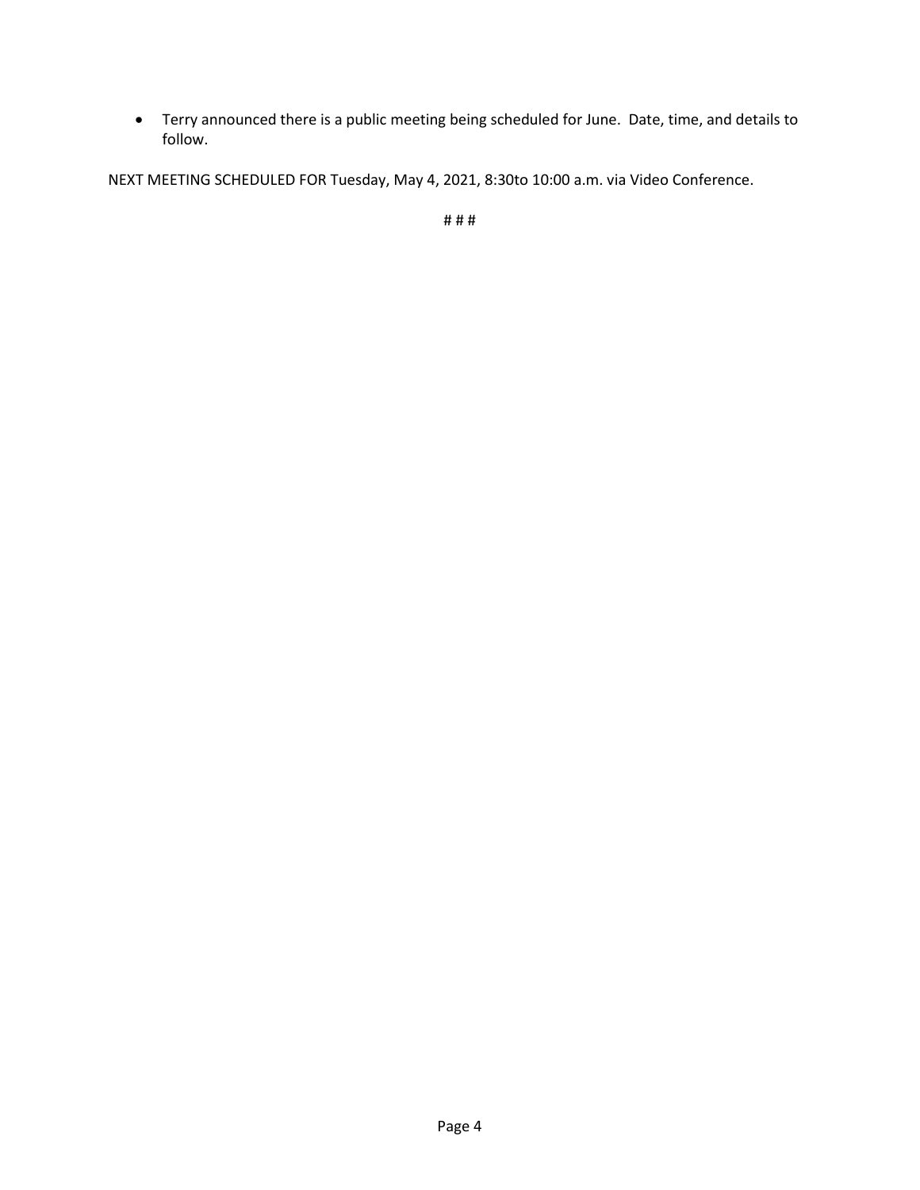- Terry announced there is a public meeting being scheduled for June. Date, time, and details to follow.

NEXT MEETING SCHEDULED FOR Tuesday, May 4, 2021, 8:30to 10:00 a.m. via Video Conference.

# # #